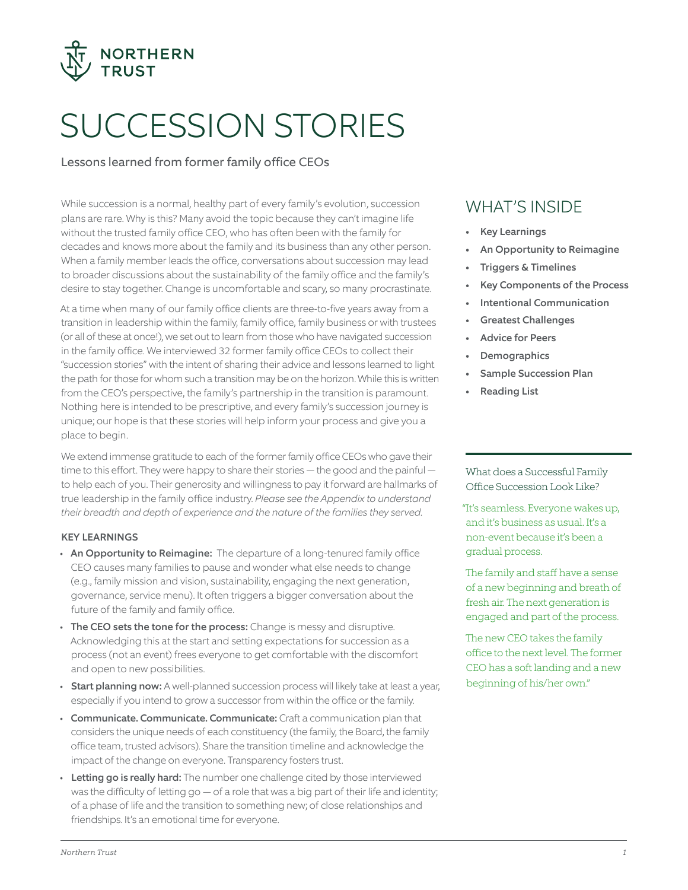# SUCCESSION STORIES

Lessons learned from former family office CEOs

While succession is a normal, healthy part of every family's evolution, succession plans are rare. Why is this? Many avoid the topic because they can't imagine life without the trusted family office CEO, who has often been with the family for decades and knows more about the family and its business than any other person. When a family member leads the office, conversations about succession may lead to broader discussions about the sustainability of the family office and the family's desire to stay together. Change is uncomfortable and scary, so many procrastinate.

At a time when many of our family office clients are three-to-five years away from a transition in leadership within the family, family office, family business or with trustees (or all of these at once!), we set out to learn from those who have navigated succession in the family office. We interviewed 32 former family office CEOs to collect their "succession stories" with the intent of sharing their advice and lessons learned to light the path for those for whom such a transition may be on the horizon. While this is written from the CEO's perspective, the family's partnership in the transition is paramount. Nothing here is intended to be prescriptive, and every family's succession journey is unique; our hope is that these stories will help inform your process and give you a place to begin.

We extend immense gratitude to each of the former family office CEOs who gave their time to this effort. They were happy to share their stories — the good and the painful — to help each of you. Their generosity and willingness to pay it forward are hallmarks of true leadership in the family office industry. *Please see the Appendix to understand their breadth and depth of experience and the nature of the families they served.*

### KEY LEARNINGS

- **An Opportunity to Reimagine:** The departure of a long-tenured family office CEO causes many families to pause and wonder what else needs to change (e.g., family mission and vision, sustainability, engaging the next generation, governance, service menu). It often triggers a bigger conversation about the future of the family and family office.
- **The CEO sets the tone for the process:** Change is messy and disruptive. Acknowledging this at the start and setting expectations for succession as a process (not an event) frees everyone to get comfortable with the discomfort and open to new possibilities.
- **Start planning now:** A well-planned succession process will likely take at least a year, especially if you intend to grow a successor from within the office or the family.
- **Communicate. Communicate. Communicate:** Craft a communication plan that considers the unique needs of each constituency (the family, the Board, the family office team, trusted advisors). Share the transition timeline and acknowledge the impact of the change on everyone. Transparency fosters trust.
- **Letting go is really hard:** The number one challenge cited by those interviewed was the difficulty of letting go — of a role that was a big part of their life and identity; of a phase of life and the transition to something new; of close relationships and friendships. It's an emotional time for everyone.

## WHAT'S INSIDE

- Key Learnings
- An Opportunity to Reimagine
- Triggers & Timelines
- Key Components of the Process
- Intentional Communication
- Greatest Challenges
- Advice for Peers
- Demographics
- Sample Succession Plan
- Reading List

What does a Successful Family Office Succession Look Like?

"It's seamless. Everyone wakes up, and it's business as usual. It's a non-event because it's been a gradual process.

The family and staff have a sense of a new beginning and breath of fresh air. The next generation is engaged and part of the process.

The new CEO takes the family office to the next level. The former CEO has a soft landing and a new beginning of his/her own."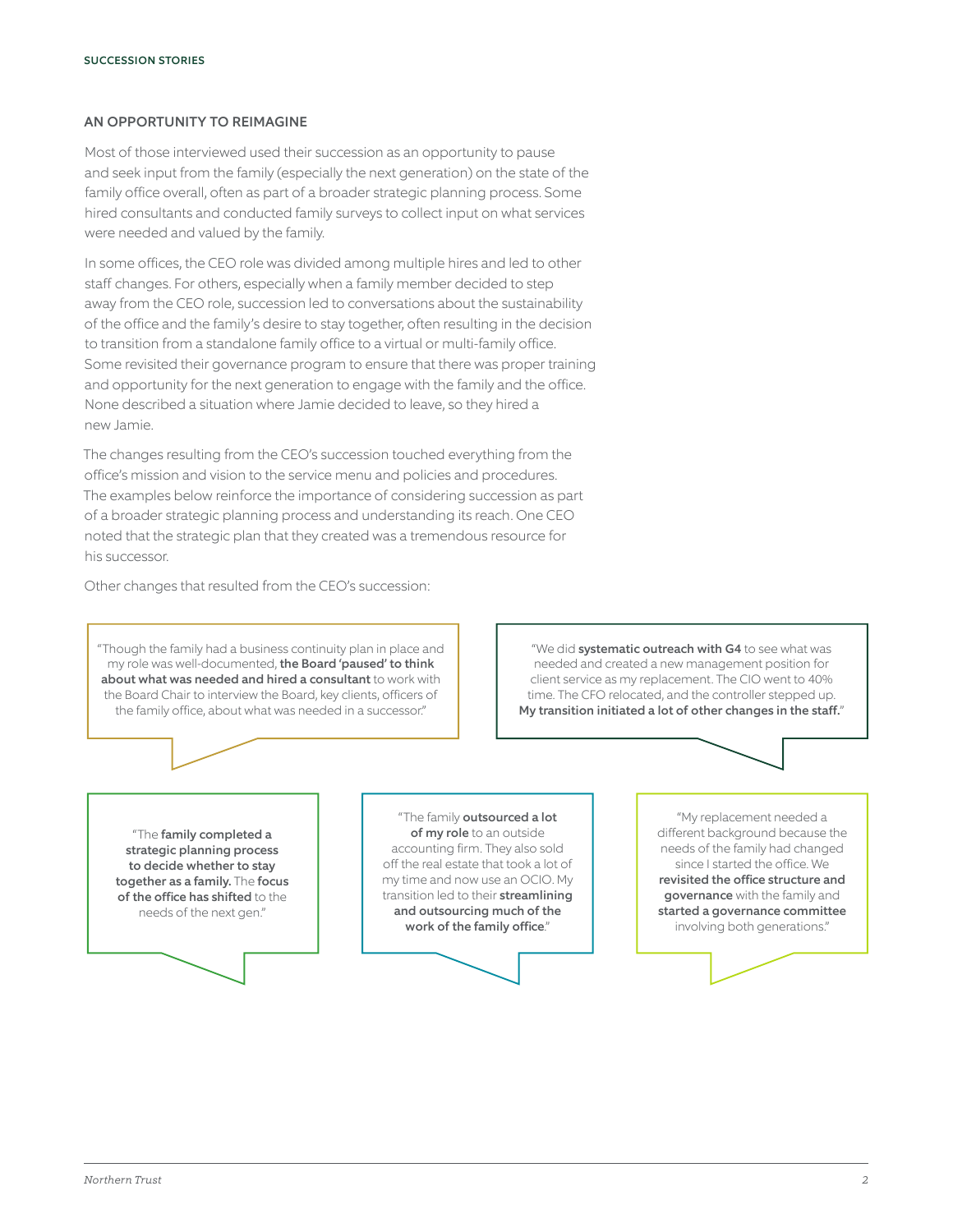## AN OPPORTUNITY TO REIMAGINE

Most of those interviewed used their succession as an opportunity to pause and seek input from the family (especially the next generation) on the state of the family office overall, often as part of a broader strategic planning process. Some hired consultants and conducted family surveys to collect input on what services were needed and valued by the family.

In some offices, the CEO role was divided among multiple hires and led to other staff changes. For others, especially when a family member decided to step away from the CEO role, succession led to conversations about the sustainability of the office and the family's desire to stay together, often resulting in the decision to transition from a standalone family office to a virtual or multi-family office. Some revisited their governance program to ensure that there was proper training and opportunity for the next generation to engage with the family and the office. None described a situation where Jamie decided to leave, so they hired a new Jamie.

The changes resulting from the CEO's succession touched everything from the office's mission and vision to the service menu and policies and procedures. The examples below reinforce the importance of considering succession as part of a broader strategic planning process and understanding its reach. One CEO noted that the strategic plan that they created was a tremendous resource for his successor.

Other changes that resulted from the CEO's succession:

"Though the family had a business continuity plan in place and my role was well-documented, **the Board 'paused' to think about what was needed and hired a consultant** to work with the Board Chair to interview the Board, key clients, officers of the family office, about what was needed in a successor."

"We did **systematic outreach with G4** to see what was needed and created a new management position for client service as my replacement. The CIO went to 40% time. The CFO relocated, and the controller stepped up. **My transition initiated a lot of other changes in the staff.**"

"The **family completed a strategic planning process to decide whether to stay together as a family.** The **focus of the office has shifted** to the needs of the next gen."

"The family **outsourced a lot of my role** to an outside accounting firm. They also sold off the real estate that took a lot of my time and now use an OCIO. My transition led to their **streamlining and outsourcing much of the work of the family office**."

"My replacement needed a different background because the needs of the family had changed since I started the office. We **revisited the office structure and governance** with the family and **started a governance committee** involving both generations."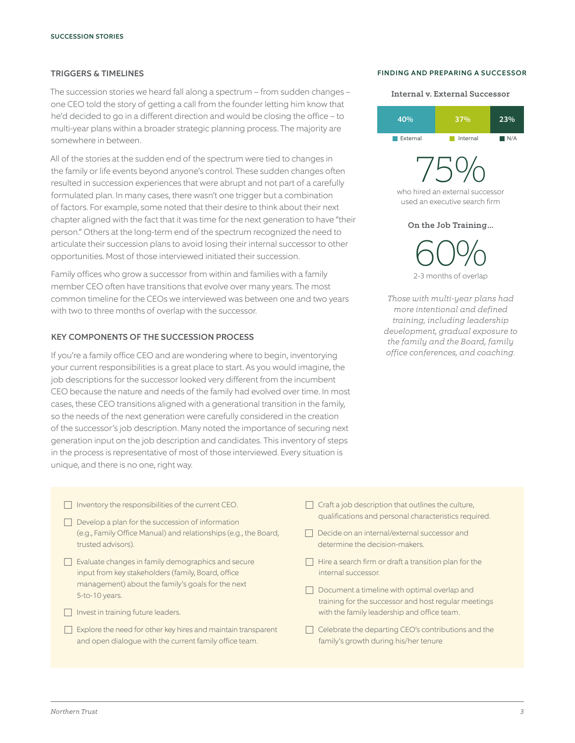## TRIGGERS & TIMELINES

The succession stories we heard fall along a spectrum – from sudden changes – one CEO told the story of getting a call from the founder letting him know that he'd decided to go in a different direction and would be closing the office – to multi-year plans within a broader strategic planning process. The majority are somewhere in between.

All of the stories at the sudden end of the spectrum were tied to changes in the family or life events beyond anyone's control. These sudden changes often resulted in succession experiences that were abrupt and not part of a carefully formulated plan. In many cases, there wasn't one trigger but a combination of factors. For example, some noted that their desire to think about their next chapter aligned with the fact that it was time for the next generation to have "their person." Others at the long-term end of the spectrum recognized the need to articulate their succession plans to avoid losing their internal successor to other opportunities. Most of those interviewed initiated their succession.

Family offices who grow a successor from within and families with a family member CEO often have transitions that evolve over many years. The most common timeline for the CEOs we interviewed was between one and two years with two to three months of overlap with the successor.

## KEY COMPONENTS OF THE SUCCESSION PROCESS

If you're a family office CEO and are wondering where to begin, inventorying your current responsibilities is a great place to start. As you would imagine, the job descriptions for the successor looked very different from the incumbent CEO because the nature and needs of the family had evolved over time. In most cases, these CEO transitions aligned with a generational transition in the family, so the needs of the next generation were carefully considered in the creation of the successor's job description. Many noted the importance of securing next generation input on the job description and candidates. This inventory of steps in the process is representative of most of those interviewed. Every situation is unique, and there is no one, right way.

## FINDING AND PREPARING A SUCCESSOR

**Internal v. External Successor**

40%
37%
23%

External
Internal
N/A

75%

who hired an external successor used an executive search firm

**On the Job Training...**

60%

2-3 months of overlap

*Those with multi-year plans had more intentional and defined training, including leadership development, gradual exposure to the family and the Board, family office conferences, and coaching.*

- [ ] Inventory the responsibilities of the current CEO.
- [ ] Develop a plan for the succession of information (e.g., Family Office Manual) and relationships (e.g., the Board, trusted advisors).
- [ ] Evaluate changes in family demographics and secure input from key stakeholders (family, Board, office management) about the family's goals for the next 5-to-10 years.
- [ ] Invest in training future leaders.
- [ ] Explore the need for other key hires and maintain transparent and open dialogue with the current family office team.
- [ ] Craft a job description that outlines the culture, qualifications and personal characteristics required.
- [ ] Decide on an internal/external successor and determine the decision-makers.
- [ ] Hire a search firm or draft a transition plan for the internal successor.
- [ ] Document a timeline with optimal overlap and training for the successor and host regular meetings with the family leadership and office team.
- [ ] Celebrate the departing CEO's contributions and the family's growth during his/her tenure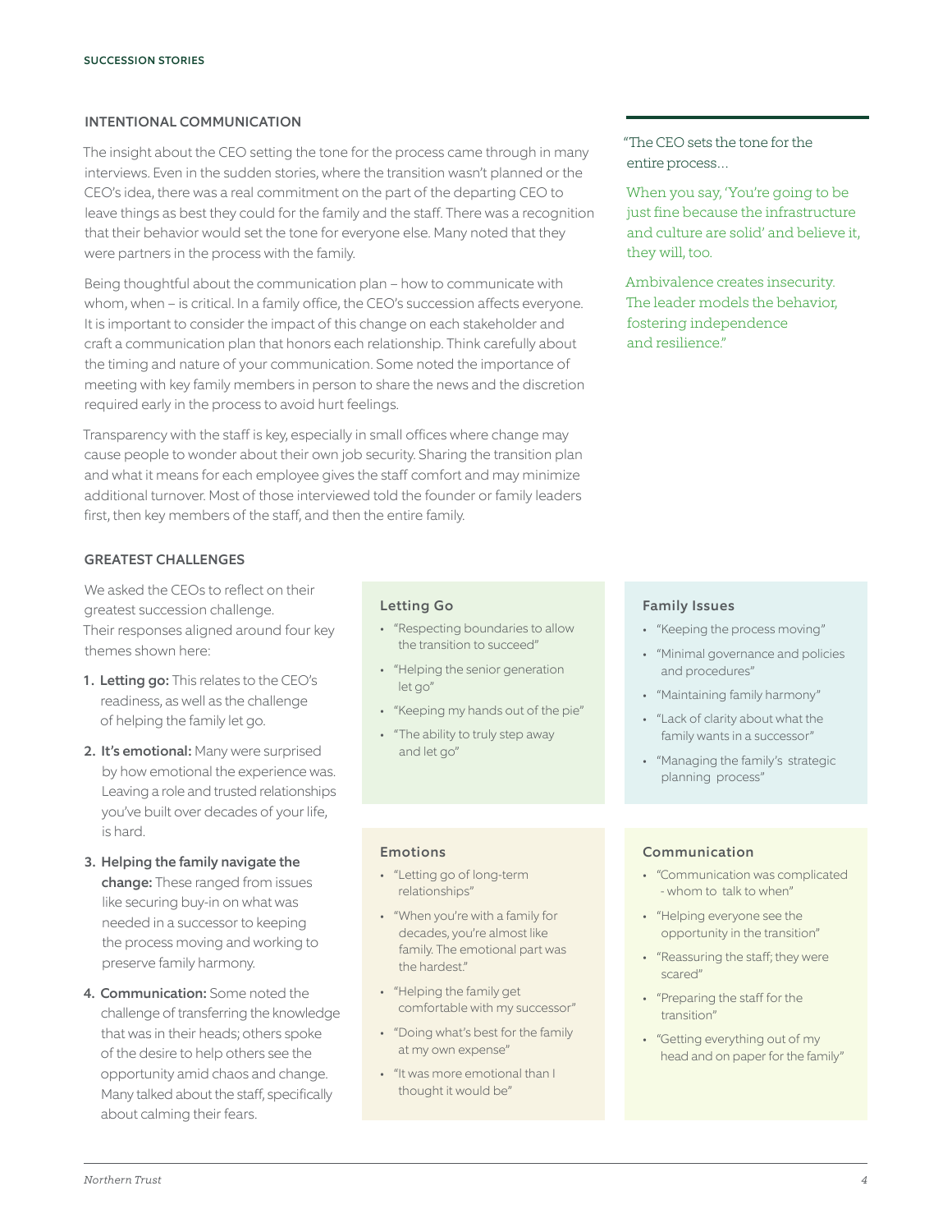## INTENTIONAL COMMUNICATION

The insight about the CEO setting the tone for the process came through in many interviews. Even in the sudden stories, where the transition wasn't planned or the CEO's idea, there was a real commitment on the part of the departing CEO to leave things as best they could for the family and the staff. There was a recognition that their behavior would set the tone for everyone else. Many noted that they were partners in the process with the family.

Being thoughtful about the communication plan – how to communicate with whom, when – is critical. In a family office, the CEO's succession affects everyone. It is important to consider the impact of this change on each stakeholder and craft a communication plan that honors each relationship. Think carefully about the timing and nature of your communication. Some noted the importance of meeting with key family members in person to share the news and the discretion required early in the process to avoid hurt feelings.

Transparency with the staff is key, especially in small offices where change may cause people to wonder about their own job security. Sharing the transition plan and what it means for each employee gives the staff comfort and may minimize additional turnover. Most of those interviewed told the founder or family leaders first, then key members of the staff, and then the entire family.

> "The CEO sets the tone for the entire process...
>
> When you say, 'You're going to be just fine because the infrastructure and culture are solid' and believe it, they will, too.
>
> Ambivalence creates insecurity. The leader models the behavior, fostering independence and resilience."

## GREATEST CHALLENGES

We asked the CEOs to reflect on their greatest succession challenge. Their responses aligned around four key themes shown here:

1. **Letting go:** This relates to the CEO's readiness, as well as the challenge of helping the family let go.
2. **It's emotional:** Many were surprised by how emotional the experience was. Leaving a role and trusted relationships you've built over decades of your life, is hard.
3. **Helping the family navigate the change:** These ranged from issues like securing buy-in on what was needed in a successor to keeping the process moving and working to preserve family harmony.
4. **Communication:** Some noted the challenge of transferring the knowledge that was in their heads; others spoke of the desire to help others see the opportunity amid chaos and change. Many talked about the staff, specifically about calming their fears.

### Letting Go

- "Respecting boundaries to allow the transition to succeed"
- "Helping the senior generation let go"
- "Keeping my hands out of the pie"
- "The ability to truly step away and let go"

### Family Issues

- "Keeping the process moving"
- "Minimal governance and policies and procedures"
- "Maintaining family harmony"
- "Lack of clarity about what the family wants in a successor"
- "Managing the family's strategic planning process"

### Emotions

- "Letting go of long-term relationships"
- "When you're with a family for decades, you're almost like family. The emotional part was the hardest."
- "Helping the family get comfortable with my successor"
- "Doing what's best for the family at my own expense"
- "It was more emotional than I thought it would be"

### Communication

- "Communication was complicated - whom to talk to when"
- "Helping everyone see the opportunity in the transition"
- "Reassuring the staff; they were scared"
- "Preparing the staff for the transition"
- "Getting everything out of my head and on paper for the family"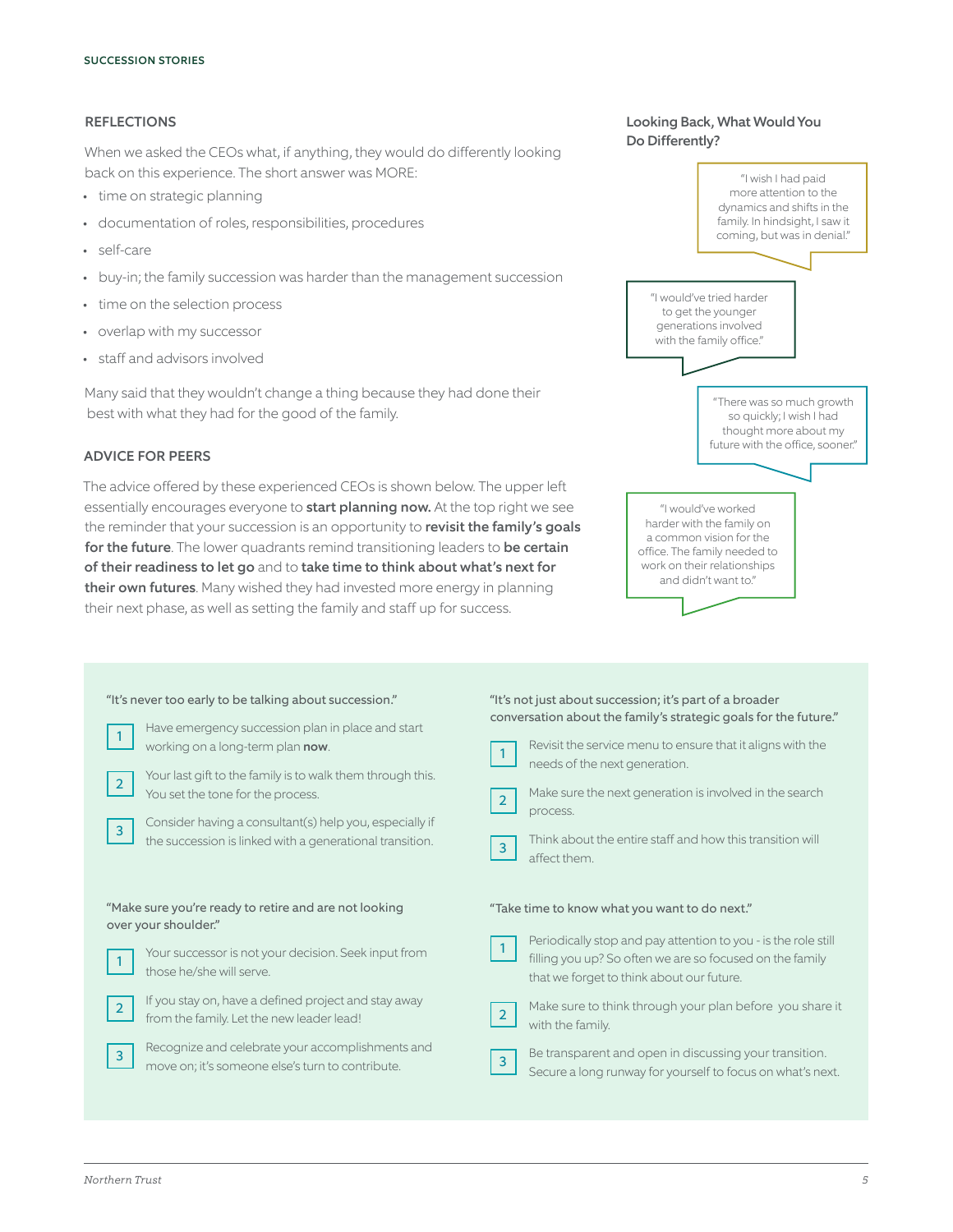## REFLECTIONS

When we asked the CEOs what, if anything, they would do differently looking back on this experience. The short answer was MORE:

- time on strategic planning
- documentation of roles, responsibilities, procedures
- self-care
- buy-in; the family succession was harder than the management succession
- time on the selection process
- overlap with my successor
- staff and advisors involved

Many said that they wouldn't change a thing because they had done their best with what they had for the good of the family.

## ADVICE FOR PEERS

The advice offered by these experienced CEOs is shown below. The upper left essentially encourages everyone to **start planning now.** At the top right we see the reminder that your succession is an opportunity to **revisit the family's goals for the future**. The lower quadrants remind transitioning leaders to **be certain of their readiness to let go** and to **take time to think about what's next for their own futures**. Many wished they had invested more energy in planning their next phase, as well as setting the family and staff up for success.

### Looking Back, What Would You Do Differently?

"I wish I had paid more attention to the dynamics and shifts in the family. In hindsight, I saw it coming, but was in denial."

"I would've tried harder to get the younger generations involved with the family office."

"There was so much growth so quickly; I wish I had thought more about my future with the office, sooner."

"I would've worked harder with the family on a common vision for the office. The family needed to work on their relationships and didn't want to."

---

"It's never too early to be talking about succession."

1. Have emergency succession plan in place and start working on a long-term plan **now**.
2. Your last gift to the family is to walk them through this. You set the tone for the process.
3. Consider having a consultant(s) help you, especially if the succession is linked with a generational transition.

"It's not just about succession; it's part of a broader conversation about the family's strategic goals for the future."

1. Revisit the service menu to ensure that it aligns with the needs of the next generation.
2. Make sure the next generation is involved in the search process.
3. Think about the entire staff and how this transition will affect them.

"Make sure you're ready to retire and are not looking over your shoulder."

1. Your successor is not your decision. Seek input from those he/she will serve.
2. If you stay on, have a defined project and stay away from the family. Let the new leader lead!
3. Recognize and celebrate your accomplishments and move on; it's someone else's turn to contribute.

"Take time to know what you want to do next."

1. Periodically stop and pay attention to you - is the role still filling you up? So often we are so focused on the family that we forget to think about our future.
2. Make sure to think through your plan before you share it with the family.
3. Be transparent and open in discussing your transition. Secure a long runway for yourself to focus on what's next.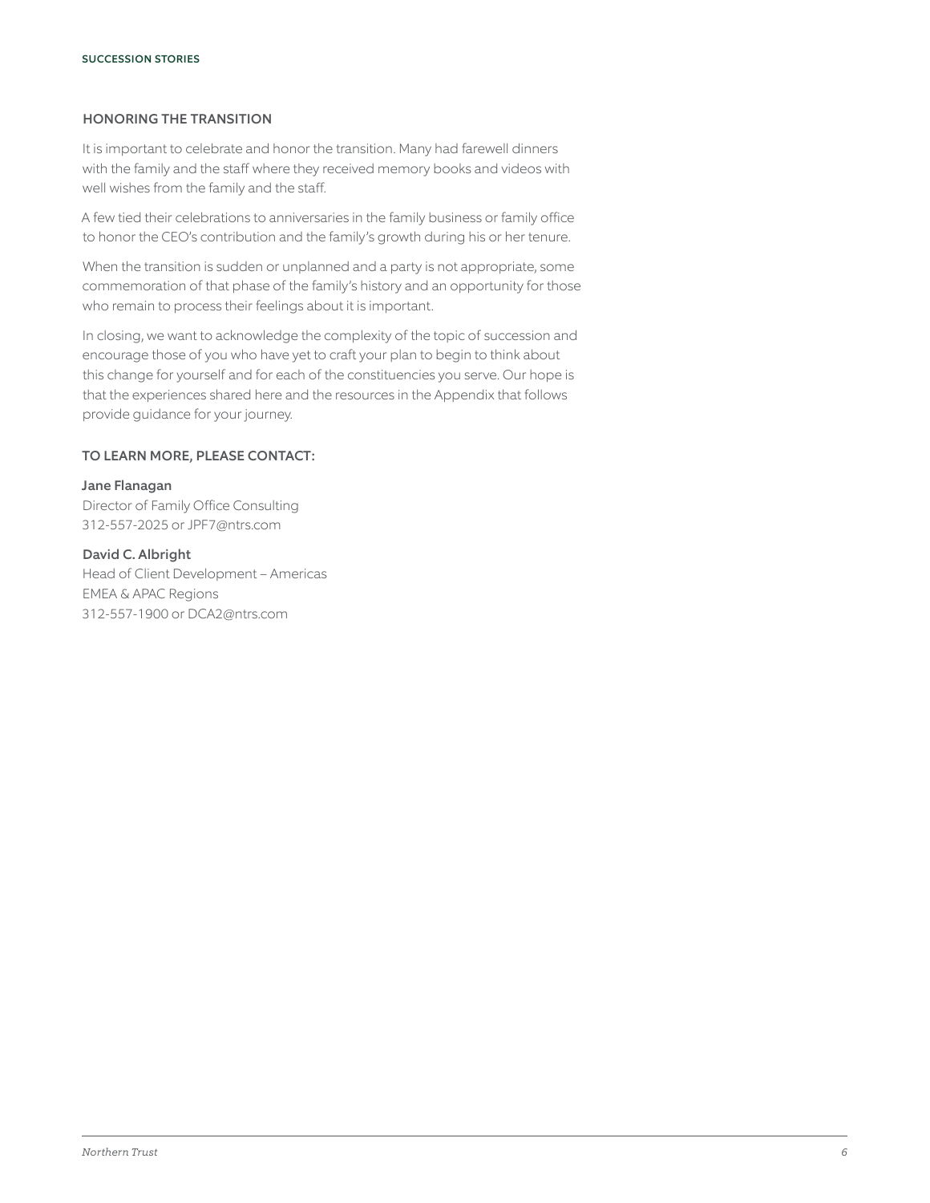## HONORING THE TRANSITION

It is important to celebrate and honor the transition. Many had farewell dinners with the family and the staff where they received memory books and videos with well wishes from the family and the staff.

A few tied their celebrations to anniversaries in the family business or family office to honor the CEO's contribution and the family's growth during his or her tenure.

When the transition is sudden or unplanned and a party is not appropriate, some commemoration of that phase of the family's history and an opportunity for those who remain to process their feelings about it is important.

In closing, we want to acknowledge the complexity of the topic of succession and encourage those of you who have yet to craft your plan to begin to think about this change for yourself and for each of the constituencies you serve. Our hope is that the experiences shared here and the resources in the Appendix that follows provide guidance for your journey.

## TO LEARN MORE, PLEASE CONTACT:

**Jane Flanagan**
Director of Family Office Consulting
312-557-2025 or JPF7@ntrs.com

**David C. Albright**
Head of Client Development – Americas
EMEA & APAC Regions
312-557-1900 or DCA2@ntrs.com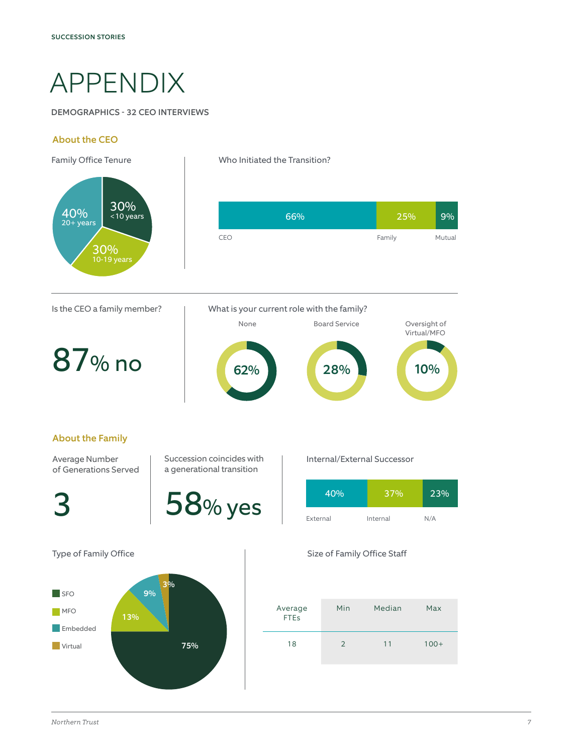# APPENDIX

DEMOGRAPHICS - 32 CEO INTERVIEWS

## About the CEO

### Family Office Tenure

30% <10 years

30% 10-19 years

40% 20+ years

### Who Initiated the Transition?

66% CEO

25% Family

9% Mutual

### Is the CEO a family member?

87% no

### What is your current role with the family?

None 62%

Board Service 28%

Oversight of Virtual/MFO 10%

## About the Family

### Average Number of Generations Served

3

### Succession coincides with a generational transition

58% yes

### Internal/External Successor

40% External

37% Internal

23% N/A

### Type of Family Office

SFO 75%

MFO 13%

Embedded 9%

Virtual 3%

### Size of Family Office Staff

| Average FTEs | Min | Median | Max |
|---|---|---|---|
| 18 | 2 | 11 | 100+ |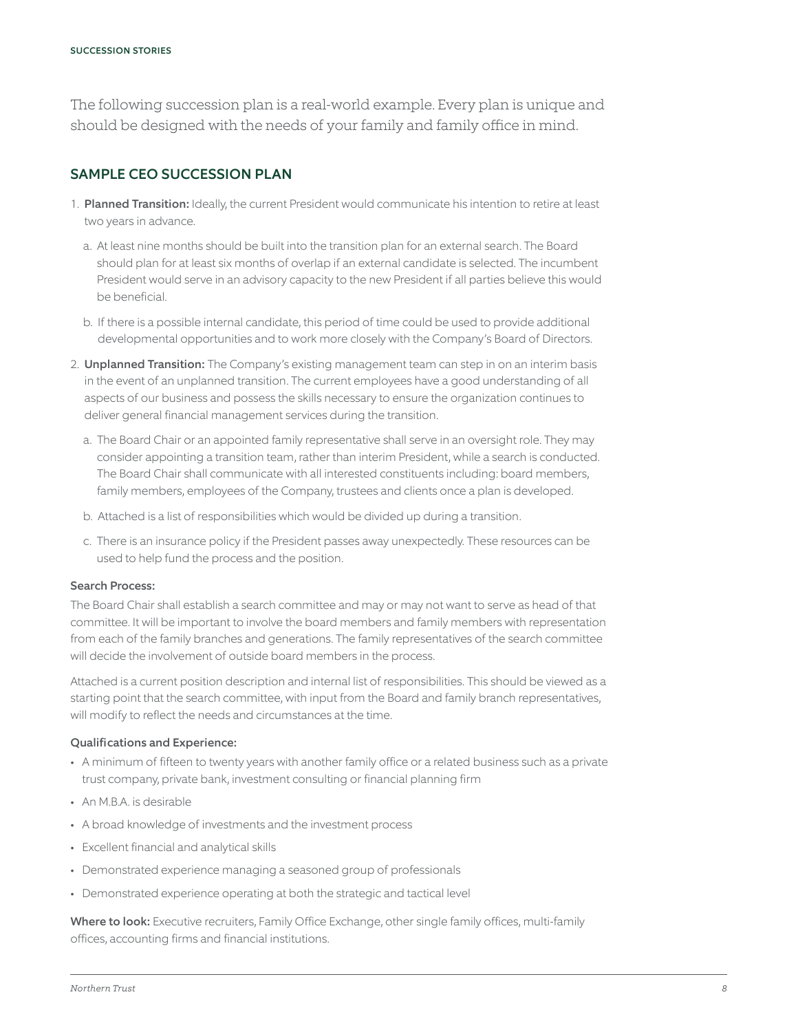The following succession plan is a real-world example. Every plan is unique and should be designed with the needs of your family and family office in mind.

## SAMPLE CEO SUCCESSION PLAN

1. **Planned Transition:** Ideally, the current President would communicate his intention to retire at least two years in advance.

   a. At least nine months should be built into the transition plan for an external search. The Board should plan for at least six months of overlap if an external candidate is selected. The incumbent President would serve in an advisory capacity to the new President if all parties believe this would be beneficial.

   b. If there is a possible internal candidate, this period of time could be used to provide additional developmental opportunities and to work more closely with the Company's Board of Directors.

2. **Unplanned Transition:** The Company's existing management team can step in on an interim basis in the event of an unplanned transition. The current employees have a good understanding of all aspects of our business and possess the skills necessary to ensure the organization continues to deliver general financial management services during the transition.

   a. The Board Chair or an appointed family representative shall serve in an oversight role. They may consider appointing a transition team, rather than interim President, while a search is conducted. The Board Chair shall communicate with all interested constituents including: board members, family members, employees of the Company, trustees and clients once a plan is developed.

   b. Attached is a list of responsibilities which would be divided up during a transition.

   c. There is an insurance policy if the President passes away unexpectedly. These resources can be used to help fund the process and the position.

### Search Process:

The Board Chair shall establish a search committee and may or may not want to serve as head of that committee. It will be important to involve the board members and family members with representation from each of the family branches and generations. The family representatives of the search committee will decide the involvement of outside board members in the process.

Attached is a current position description and internal list of responsibilities. This should be viewed as a starting point that the search committee, with input from the Board and family branch representatives, will modify to reflect the needs and circumstances at the time.

### Qualifications and Experience:

- A minimum of fifteen to twenty years with another family office or a related business such as a private trust company, private bank, investment consulting or financial planning firm
- An M.B.A. is desirable
- A broad knowledge of investments and the investment process
- Excellent financial and analytical skills
- Demonstrated experience managing a seasoned group of professionals
- Demonstrated experience operating at both the strategic and tactical level

**Where to look:** Executive recruiters, Family Office Exchange, other single family offices, multi-family offices, accounting firms and financial institutions.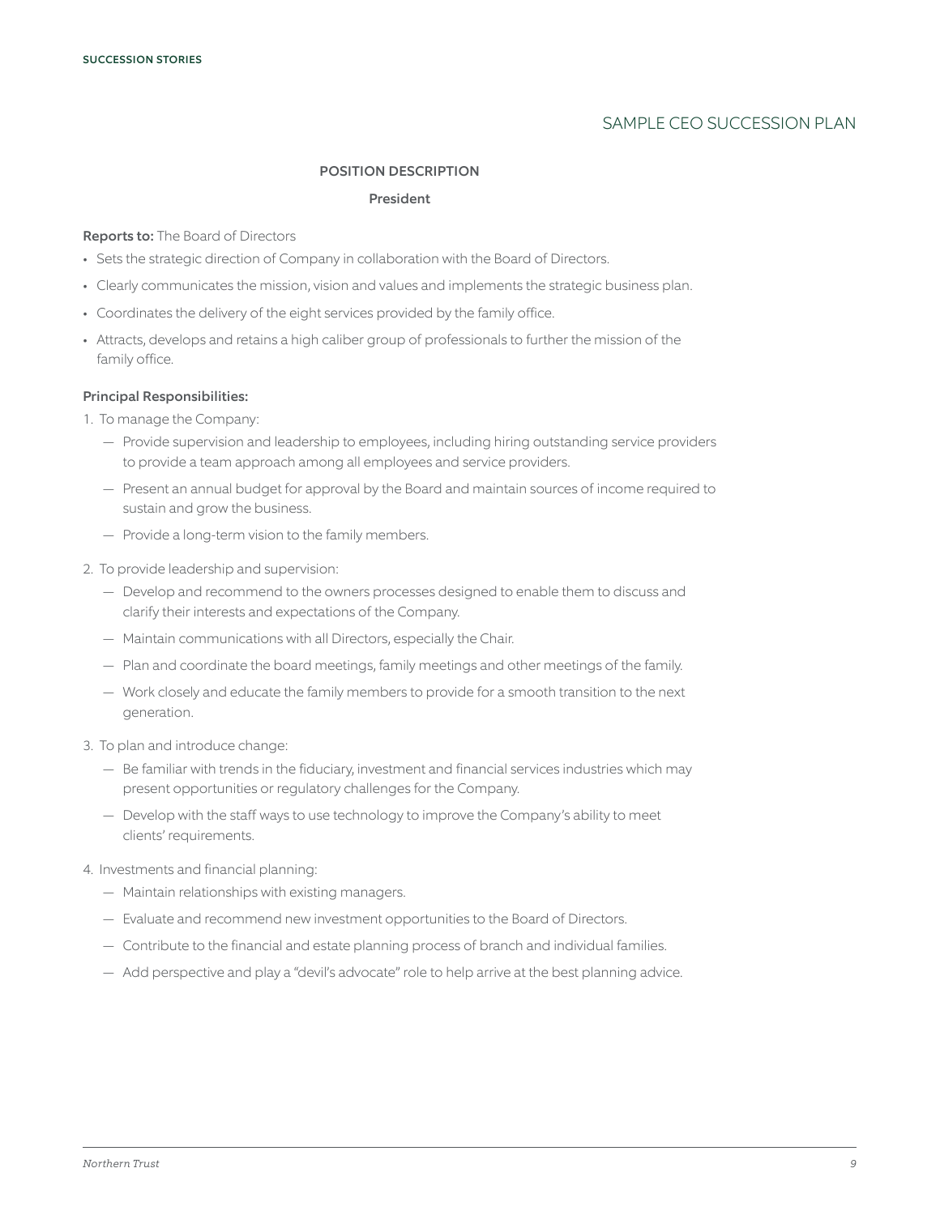## SAMPLE CEO SUCCESSION PLAN

### POSITION DESCRIPTION

#### President

**Reports to:** The Board of Directors

- Sets the strategic direction of Company in collaboration with the Board of Directors.
- Clearly communicates the mission, vision and values and implements the strategic business plan.
- Coordinates the delivery of the eight services provided by the family office.
- Attracts, develops and retains a high caliber group of professionals to further the mission of the family office.

**Principal Responsibilities:**

1. To manage the Company:
   - Provide supervision and leadership to employees, including hiring outstanding service providers to provide a team approach among all employees and service providers.
   - Present an annual budget for approval by the Board and maintain sources of income required to sustain and grow the business.
   - Provide a long-term vision to the family members.
2. To provide leadership and supervision:
   - Develop and recommend to the owners processes designed to enable them to discuss and clarify their interests and expectations of the Company.
   - Maintain communications with all Directors, especially the Chair.
   - Plan and coordinate the board meetings, family meetings and other meetings of the family.
   - Work closely and educate the family members to provide for a smooth transition to the next generation.
3. To plan and introduce change:
   - Be familiar with trends in the fiduciary, investment and financial services industries which may present opportunities or regulatory challenges for the Company.
   - Develop with the staff ways to use technology to improve the Company's ability to meet clients' requirements.
4. Investments and financial planning:
   - Maintain relationships with existing managers.
   - Evaluate and recommend new investment opportunities to the Board of Directors.
   - Contribute to the financial and estate planning process of branch and individual families.
   - Add perspective and play a "devil's advocate" role to help arrive at the best planning advice.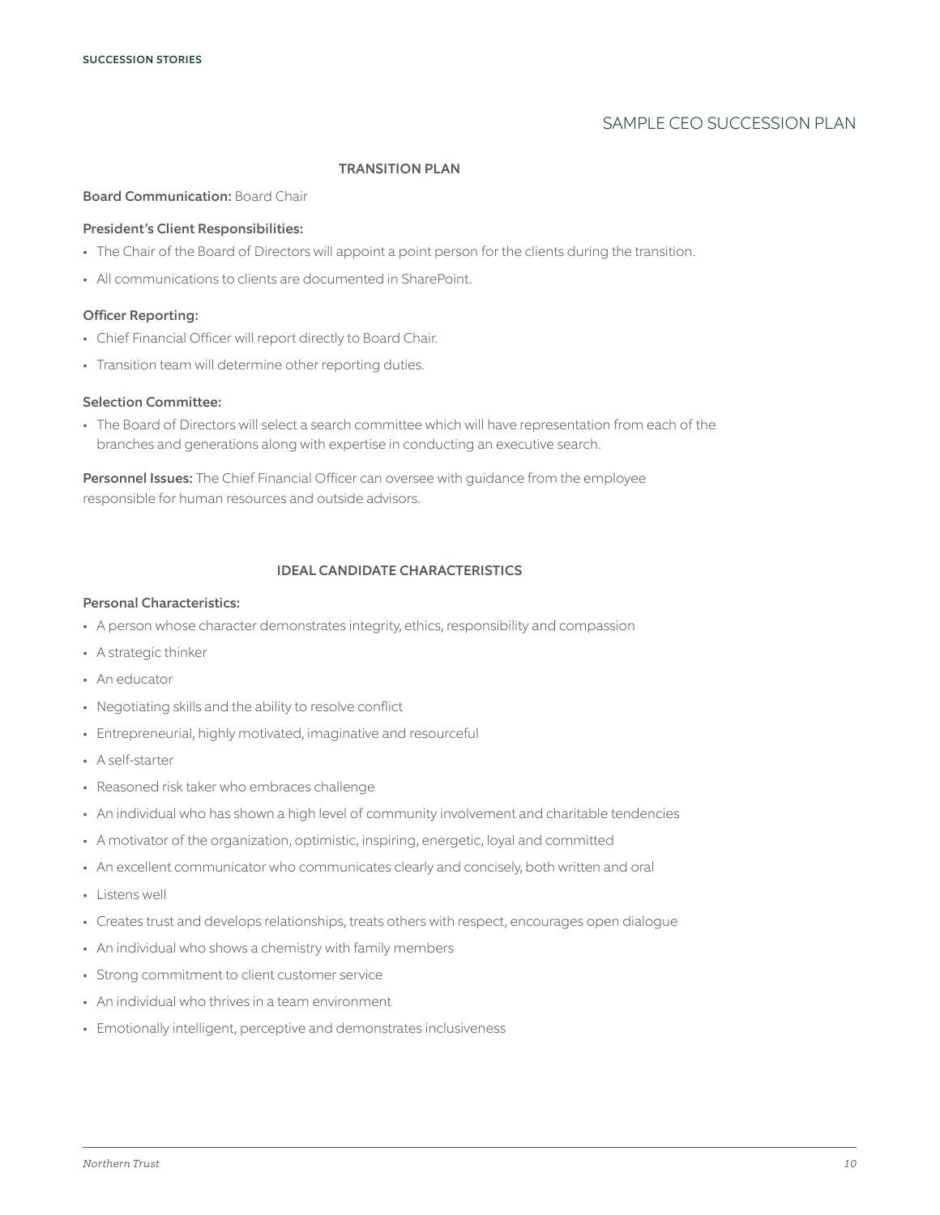# SAMPLE CEO SUCCESSION PLAN

## TRANSITION PLAN

**Board Communication:** Board Chair

**President's Client Responsibilities:**

- The Chair of the Board of Directors will appoint a point person for the clients during the transition.
- All communications to clients are documented in SharePoint.

**Officer Reporting:**

- Chief Financial Officer will report directly to Board Chair.
- Transition team will determine other reporting duties.

**Selection Committee:**

- The Board of Directors will select a search committee which will have representation from each of the branches and generations along with expertise in conducting an executive search.

**Personnel Issues:** The Chief Financial Officer can oversee with guidance from the employee responsible for human resources and outside advisors.

## IDEAL CANDIDATE CHARACTERISTICS

**Personal Characteristics:**

- A person whose character demonstrates integrity, ethics, responsibility and compassion
- A strategic thinker
- An educator
- Negotiating skills and the ability to resolve conflict
- Entrepreneurial, highly motivated, imaginative and resourceful
- A self-starter
- Reasoned risk taker who embraces challenge
- An individual who has shown a high level of community involvement and charitable tendencies
- A motivator of the organization, optimistic, inspiring, energetic, loyal and committed
- An excellent communicator who communicates clearly and concisely, both written and oral
- Listens well
- Creates trust and develops relationships, treats others with respect, encourages open dialogue
- An individual who shows a chemistry with family members
- Strong commitment to client customer service
- An individual who thrives in a team environment
- Emotionally intelligent, perceptive and demonstrates inclusiveness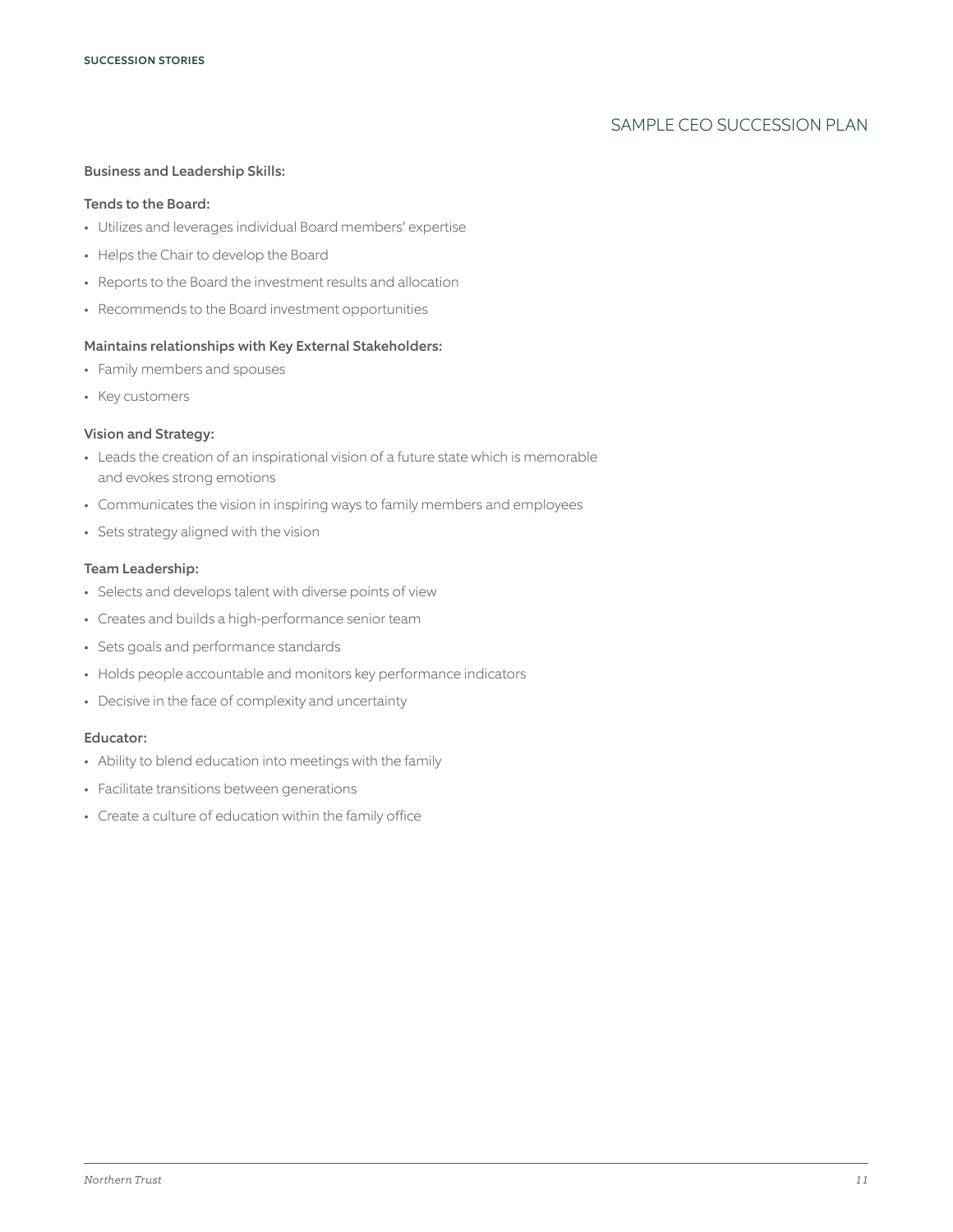## SAMPLE CEO SUCCESSION PLAN

**Business and Leadership Skills:**

**Tends to the Board:**

- Utilizes and leverages individual Board members' expertise
- Helps the Chair to develop the Board
- Reports to the Board the investment results and allocation
- Recommends to the Board investment opportunities

**Maintains relationships with Key External Stakeholders:**

- Family members and spouses
- Key customers

**Vision and Strategy:**

- Leads the creation of an inspirational vision of a future state which is memorable and evokes strong emotions
- Communicates the vision in inspiring ways to family members and employees
- Sets strategy aligned with the vision

**Team Leadership:**

- Selects and develops talent with diverse points of view
- Creates and builds a high-performance senior team
- Sets goals and performance standards
- Holds people accountable and monitors key performance indicators
- Decisive in the face of complexity and uncertainty

**Educator:**

- Ability to blend education into meetings with the family
- Facilitate transitions between generations
- Create a culture of education within the family office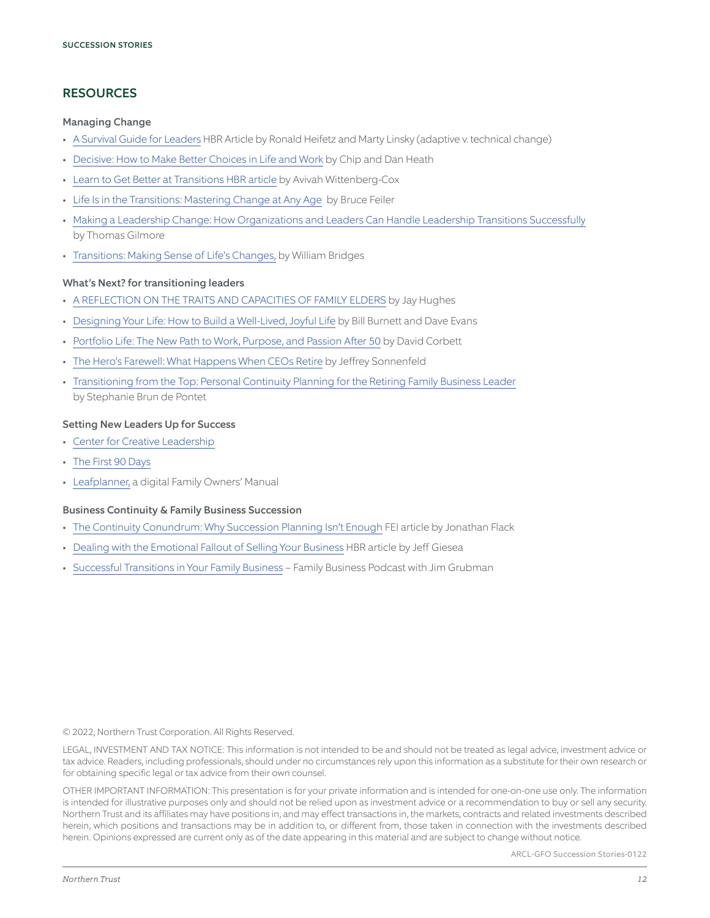## RESOURCES

### Managing Change

- A Survival Guide for Leaders HBR Article by Ronald Heifetz and Marty Linsky (adaptive v. technical change)
- Decisive: How to Make Better Choices in Life and Work by Chip and Dan Heath
- Learn to Get Better at Transitions HBR article by Avivah Wittenberg-Cox
- Life Is in the Transitions: Mastering Change at Any Age by Bruce Feiler
- Making a Leadership Change: How Organizations and Leaders Can Handle Leadership Transitions Successfully by Thomas Gilmore
- Transitions: Making Sense of Life's Changes, by William Bridges

### What's Next? for transitioning leaders

- A REFLECTION ON THE TRAITS AND CAPACITIES OF FAMILY ELDERS by Jay Hughes
- Designing Your Life: How to Build a Well-Lived, Joyful Life by Bill Burnett and Dave Evans
- Portfolio Life: The New Path to Work, Purpose, and Passion After 50 by David Corbett
- The Hero's Farewell: What Happens When CEOs Retire by Jeffrey Sonnenfeld
- Transitioning from the Top: Personal Continuity Planning for the Retiring Family Business Leader by Stephanie Brun de Pontet

### Setting New Leaders Up for Success

- Center for Creative Leadership
- The First 90 Days
- Leafplanner, a digital Family Owners' Manual

### Business Continuity & Family Business Succession

- The Continuity Conundrum: Why Succession Planning Isn't Enough FEI article by Jonathan Flack
- Dealing with the Emotional Fallout of Selling Your Business HBR article by Jeff Giesea
- Successful Transitions in Your Family Business – Family Business Podcast with Jim Grubman

© 2022, Northern Trust Corporation. All Rights Reserved.

LEGAL, INVESTMENT AND TAX NOTICE: This information is not intended to be and should not be treated as legal advice, investment advice or tax advice. Readers, including professionals, should under no circumstances rely upon this information as a substitute for their own research or for obtaining specific legal or tax advice from their own counsel.

OTHER IMPORTANT INFORMATION: This presentation is for your private information and is intended for one-on-one use only. The information is intended for illustrative purposes only and should not be relied upon as investment advice or a recommendation to buy or sell any security. Northern Trust and its affiliates may have positions in, and may effect transactions in, the markets, contracts and related investments described herein, which positions and transactions may be in addition to, or different from, those taken in connection with the investments described herein. Opinions expressed are current only as of the date appearing in this material and are subject to change without notice.

ARCL-GFO Succession Stories-0122